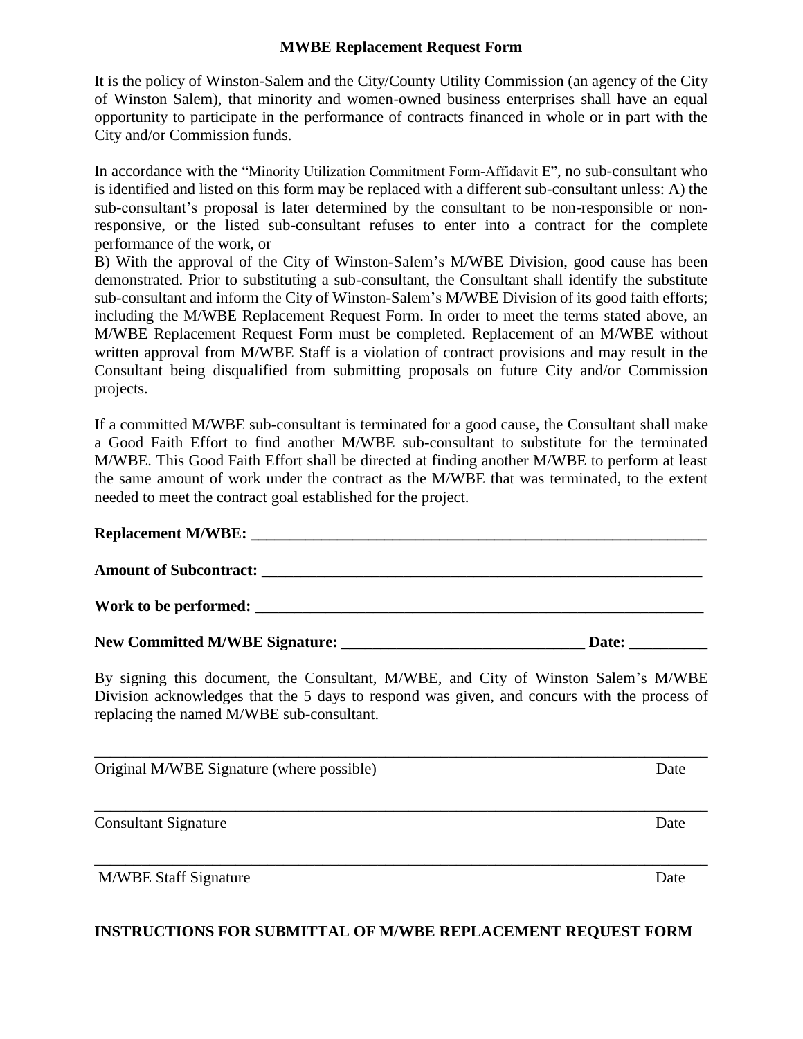# MWBE Replacement Request Form

It is the policy of Winston-Salem and the City/County Utility Commission (an agency of the City of Winston Salem), that minority and women-owned business enterprises shall have an equal opportunity to participate in the performance of contracts financed in whole or in part with the City and/or Commission funds.

In accordance with the "Minority Utilization Commitment Form-Affidavit E", no sub-consultant who is identified and listed on this form may be replaced with a different sub-consultant unless: A) the sub-consultant's proposal is later determined by the consultant to be non-responsible or non-responsive, or the listed sub-consultant refuses to enter into a contract for the complete performance of the work, or

B) With the approval of the City of Winston-Salem's M/WBE Division, good cause has been demonstrated. Prior to substituting a sub-consultant, the Consultant shall identify the substitute sub-consultant and inform the City of Winston-Salem's M/WBE Division of its good faith efforts; including the M/WBE Replacement Request Form. In order to meet the terms stated above, an M/WBE Replacement Request Form must be completed. Replacement of an M/WBE without written approval from M/WBE Staff is a violation of contract provisions and may result in the Consultant being disqualified from submitting proposals on future City and/or Commission projects.

If a committed M/WBE sub-consultant is terminated for a good cause, the Consultant shall make a Good Faith Effort to find another M/WBE sub-consultant to substitute for the terminated M/WBE. This Good Faith Effort shall be directed at finding another M/WBE to perform at least the same amount of work under the contract as the M/WBE that was terminated, to the extent needed to meet the contract goal established for the project.

**Replacement M/WBE: ____________________________________________________________**

**Amount of Subcontract: _________________________________________________________**

**Work to be performed: __________________________________________________________**

**New Committed M/WBE Signature: _______________________________ Date: __________**

By signing this document, the Consultant, M/WBE, and City of Winston Salem's M/WBE Division acknowledges that the 5 days to respond was given, and concurs with the process of replacing the named M/WBE sub-consultant.

_____________________________________________________________________________

Original M/WBE Signature (where possible) Date

_____________________________________________________________________________

Consultant Signature Date

_____________________________________________________________________________

M/WBE Staff Signature Date

## INSTRUCTIONS FOR SUBMITTAL OF M/WBE REPLACEMENT REQUEST FORM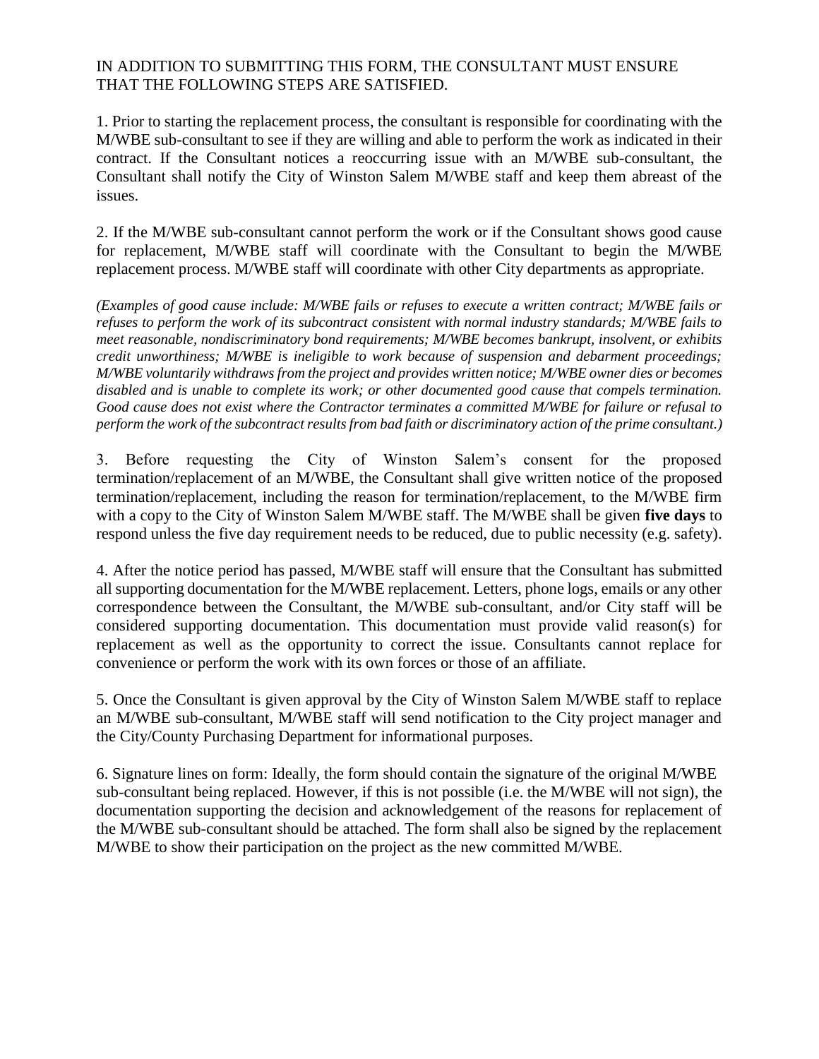IN ADDITION TO SUBMITTING THIS FORM, THE CONSULTANT MUST ENSURE THAT THE FOLLOWING STEPS ARE SATISFIED.

1. Prior to starting the replacement process, the consultant is responsible for coordinating with the M/WBE sub-consultant to see if they are willing and able to perform the work as indicated in their contract. If the Consultant notices a reoccurring issue with an M/WBE sub-consultant, the Consultant shall notify the City of Winston Salem M/WBE staff and keep them abreast of the issues.

2. If the M/WBE sub-consultant cannot perform the work or if the Consultant shows good cause for replacement, M/WBE staff will coordinate with the Consultant to begin the M/WBE replacement process. M/WBE staff will coordinate with other City departments as appropriate.

*(Examples of good cause include: M/WBE fails or refuses to execute a written contract; M/WBE fails or refuses to perform the work of its subcontract consistent with normal industry standards; M/WBE fails to meet reasonable, nondiscriminatory bond requirements; M/WBE becomes bankrupt, insolvent, or exhibits credit unworthiness; M/WBE is ineligible to work because of suspension and debarment proceedings; M/WBE voluntarily withdraws from the project and provides written notice; M/WBE owner dies or becomes disabled and is unable to complete its work; or other documented good cause that compels termination. Good cause does not exist where the Contractor terminates a committed M/WBE for failure or refusal to perform the work of the subcontract results from bad faith or discriminatory action of the prime consultant.)*

3. Before requesting the City of Winston Salem's consent for the proposed termination/replacement of an M/WBE, the Consultant shall give written notice of the proposed termination/replacement, including the reason for termination/replacement, to the M/WBE firm with a copy to the City of Winston Salem M/WBE staff. The M/WBE shall be given **five days** to respond unless the five day requirement needs to be reduced, due to public necessity (e.g. safety).

4. After the notice period has passed, M/WBE staff will ensure that the Consultant has submitted all supporting documentation for the M/WBE replacement. Letters, phone logs, emails or any other correspondence between the Consultant, the M/WBE sub-consultant, and/or City staff will be considered supporting documentation. This documentation must provide valid reason(s) for replacement as well as the opportunity to correct the issue. Consultants cannot replace for convenience or perform the work with its own forces or those of an affiliate.

5. Once the Consultant is given approval by the City of Winston Salem M/WBE staff to replace an M/WBE sub-consultant, M/WBE staff will send notification to the City project manager and the City/County Purchasing Department for informational purposes.

6. Signature lines on form: Ideally, the form should contain the signature of the original M/WBE sub-consultant being replaced. However, if this is not possible (i.e. the M/WBE will not sign), the documentation supporting the decision and acknowledgement of the reasons for replacement of the M/WBE sub-consultant should be attached. The form shall also be signed by the replacement M/WBE to show their participation on the project as the new committed M/WBE.